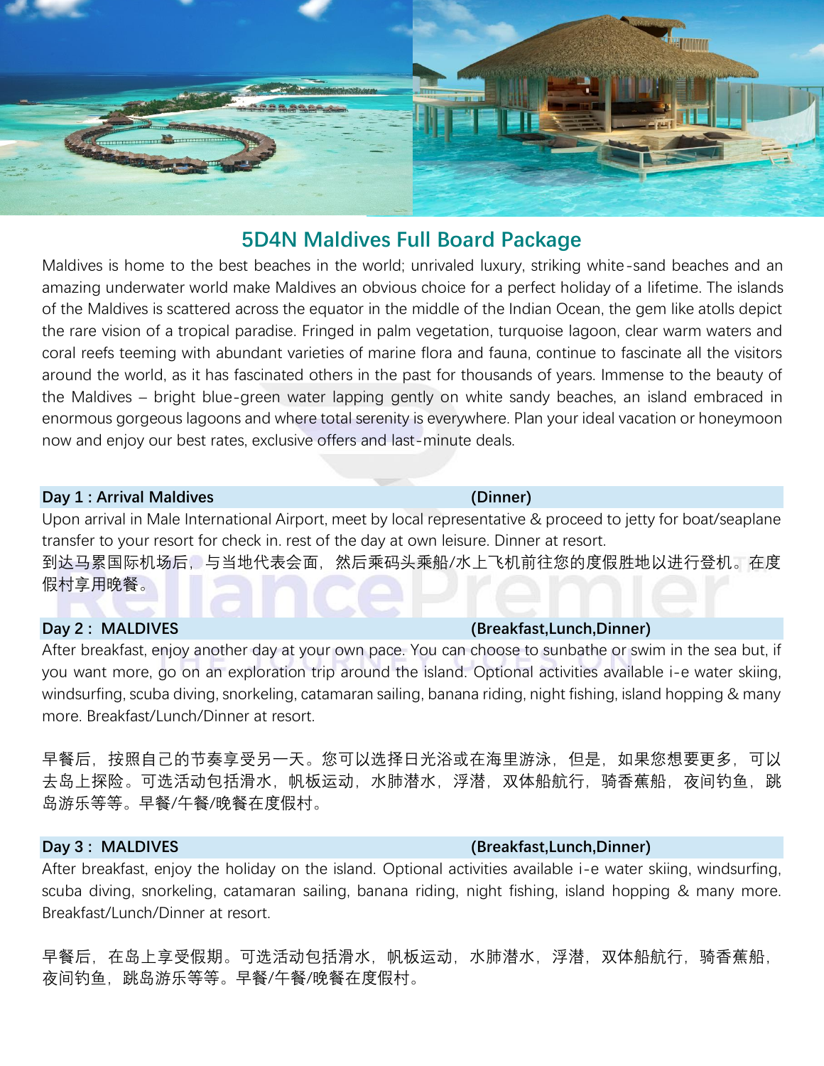# 5D4N Maldives Full Board Package

Maldives is home to the best beaches in the world; unrivaled luxury, striking white-sand beaches and an amazing underwater world make Maldives an obvious choice for a perfect holiday of a lifetime. The islands of the Maldives is scattered across the equator in the middle of the Indian Ocean, the gem like atolls depict the rare vision of a tropical paradise. Fringed in palm vegetation, turquoise lagoon, clear warm waters and coral reefs teeming with abundant varieties of marine flora and fauna, continue to fascinate all the visitors around the world, as it has fascinated others in the past for thousands of years. Immense to the beauty of the Maldives – bright blue-green water lapping gently on white sandy beaches, an island embraced in enormous gorgeous lagoons and where total serenity is everywhere. Plan your ideal vacation or honeymoon now and enjoy our best rates, exclusive offers and last-minute deals.

### Day 1 : Arrival Maldives (Dinner)

Upon arrival in Male International Airport, meet by local representative & proceed to jetty for boat/seaplane transfer to your resort for check in. rest of the day at own leisure. Dinner at resort.

到达马累国际机场后，与当地代表会面，然后乘码头乘船/水上飞机前往您的度假胜地以进行登机。在度假村享用晚餐。

### Day 2 : MALDIVES (Breakfast,Lunch,Dinner)

After breakfast, enjoy another day at your own pace. You can choose to sunbathe or swim in the sea but, if you want more, go on an exploration trip around the island. Optional activities available i-e water skiing, windsurfing, scuba diving, snorkeling, catamaran sailing, banana riding, night fishing, island hopping & many more. Breakfast/Lunch/Dinner at resort.

早餐后，按照自己的节奏享受另一天。您可以选择日光浴或在海里游泳，但是，如果您想要更多，可以去岛上探险。可选活动包括滑水，帆板运动，水肺潜水，浮潜，双体船航行，骑香蕉船，夜间钓鱼，跳岛游乐等等。早餐/午餐/晚餐在度假村。

### Day 3 : MALDIVES (Breakfast,Lunch,Dinner)

After breakfast, enjoy the holiday on the island. Optional activities available i-e water skiing, windsurfing, scuba diving, snorkeling, catamaran sailing, banana riding, night fishing, island hopping & many more. Breakfast/Lunch/Dinner at resort.

早餐后，在岛上享受假期。可选活动包括滑水，帆板运动，水肺潜水，浮潜，双体船航行，骑香蕉船，夜间钓鱼，跳岛游乐等等。早餐/午餐/晚餐在度假村。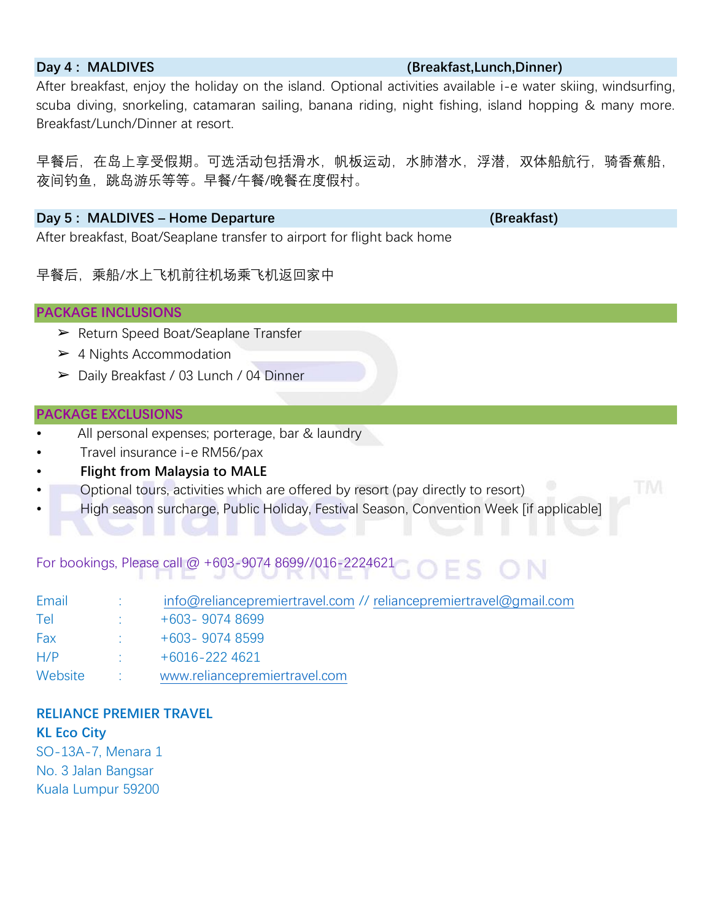## Day 4 : MALDIVES (Breakfast,Lunch,Dinner)

After breakfast, enjoy the holiday on the island. Optional activities available i-e water skiing, windsurfing, scuba diving, snorkeling, catamaran sailing, banana riding, night fishing, island hopping & many more. Breakfast/Lunch/Dinner at resort.

早餐后，在岛上享受假期。可选活动包括滑水，帆板运动，水肺潜水，浮潜，双体船航行，骑香蕉船，夜间钓鱼，跳岛游乐等等。早餐/午餐/晚餐在度假村。

## Day 5 : MALDIVES – Home Departure (Breakfast)

After breakfast, Boat/Seaplane transfer to airport for flight back home

早餐后，乘船/水上飞机前往机场乘飞机返回家中

## PACKAGE INCLUSIONS

- Return Speed Boat/Seaplane Transfer
- 4 Nights Accommodation
- Daily Breakfast / 03 Lunch / 04 Dinner

## PACKAGE EXCLUSIONS

- All personal expenses; porterage, bar & laundry
- Travel insurance i-e RM56/pax
- **Flight from Malaysia to MALE**
- Optional tours, activities which are offered by resort (pay directly to resort)
- High season surcharge, Public Holiday, Festival Season, Convention Week [if applicable]

For bookings, Please call @ +603-9074 8699//016-2224621

| | | |
|---|---|---|
| Email | : | info@reliancepremiertravel.com // reliancepremiertravel@gmail.com |
| Tel | : | +603- 9074 8699 |
| Fax | : | +603- 9074 8599 |
| H/P | : | +6016-222 4621 |
| Website | : | www.reliancepremiertravel.com |

**RELIANCE PREMIER TRAVEL**
**KL Eco City**
SO-13A-7, Menara 1
No. 3 Jalan Bangsar
Kuala Lumpur 59200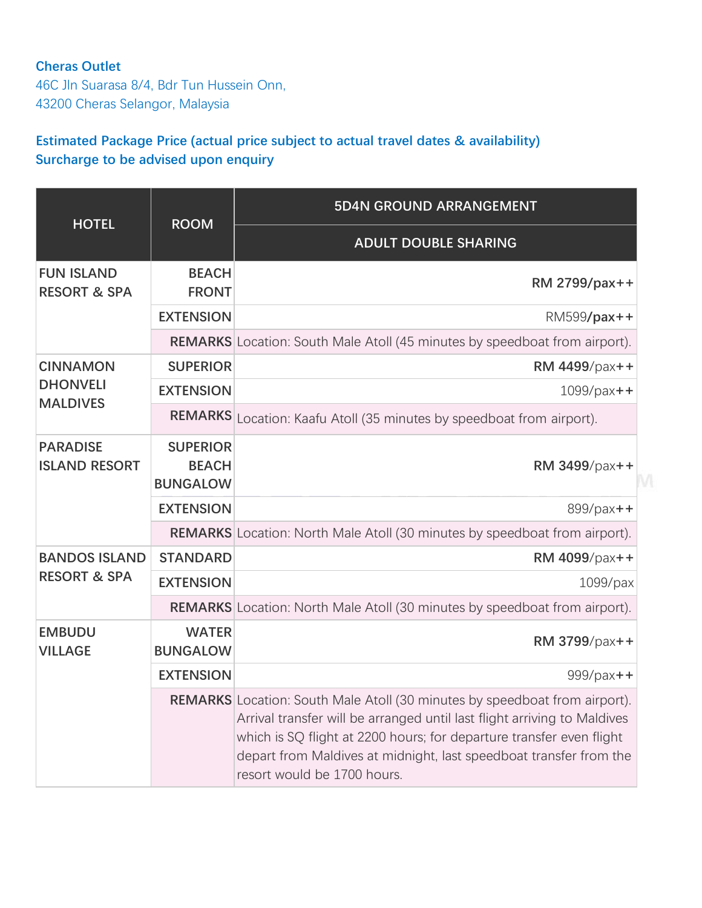**Cheras Outlet**
46C Jln Suarasa 8/4, Bdr Tun Hussein Onn,
43200 Cheras Selangor, Malaysia

**Estimated Package Price (actual price subject to actual travel dates & availability)**
**Surcharge to be advised upon enquiry**

| HOTEL | ROOM | 5D4N GROUND ARRANGEMENT |
|---|---|---|
| | | ADULT DOUBLE SHARING |
| FUN ISLAND RESORT & SPA | BEACH FRONT | **RM 2799/pax++** |
| | EXTENSION | RM599/**pax++** |
| | REMARKS | Location: South Male Atoll (45 minutes by speedboat from airport). |
| CINNAMON DHONVELI MALDIVES | SUPERIOR | **RM 4499**/pax++ |
| | EXTENSION | 1099/pax++ |
| | REMARKS | Location: Kaafu Atoll (35 minutes by speedboat from airport). |
| PARADISE ISLAND RESORT | SUPERIOR BEACH BUNGALOW | **RM 3499**/pax++ |
| | EXTENSION | 899/pax++ |
| | REMARKS | Location: North Male Atoll (30 minutes by speedboat from airport). |
| BANDOS ISLAND RESORT & SPA | STANDARD | **RM 4099**/pax++ |
| | EXTENSION | 1099/pax |
| | REMARKS | Location: North Male Atoll (30 minutes by speedboat from airport). |
| EMBUDU VILLAGE | WATER BUNGALOW | **RM 3799**/pax++ |
| | EXTENSION | 999/pax++ |
| | REMARKS | Location: South Male Atoll (30 minutes by speedboat from airport). Arrival transfer will be arranged until last flight arriving to Maldives which is SQ flight at 2200 hours; for departure transfer even flight depart from Maldives at midnight, last speedboat transfer from the resort would be 1700 hours. |